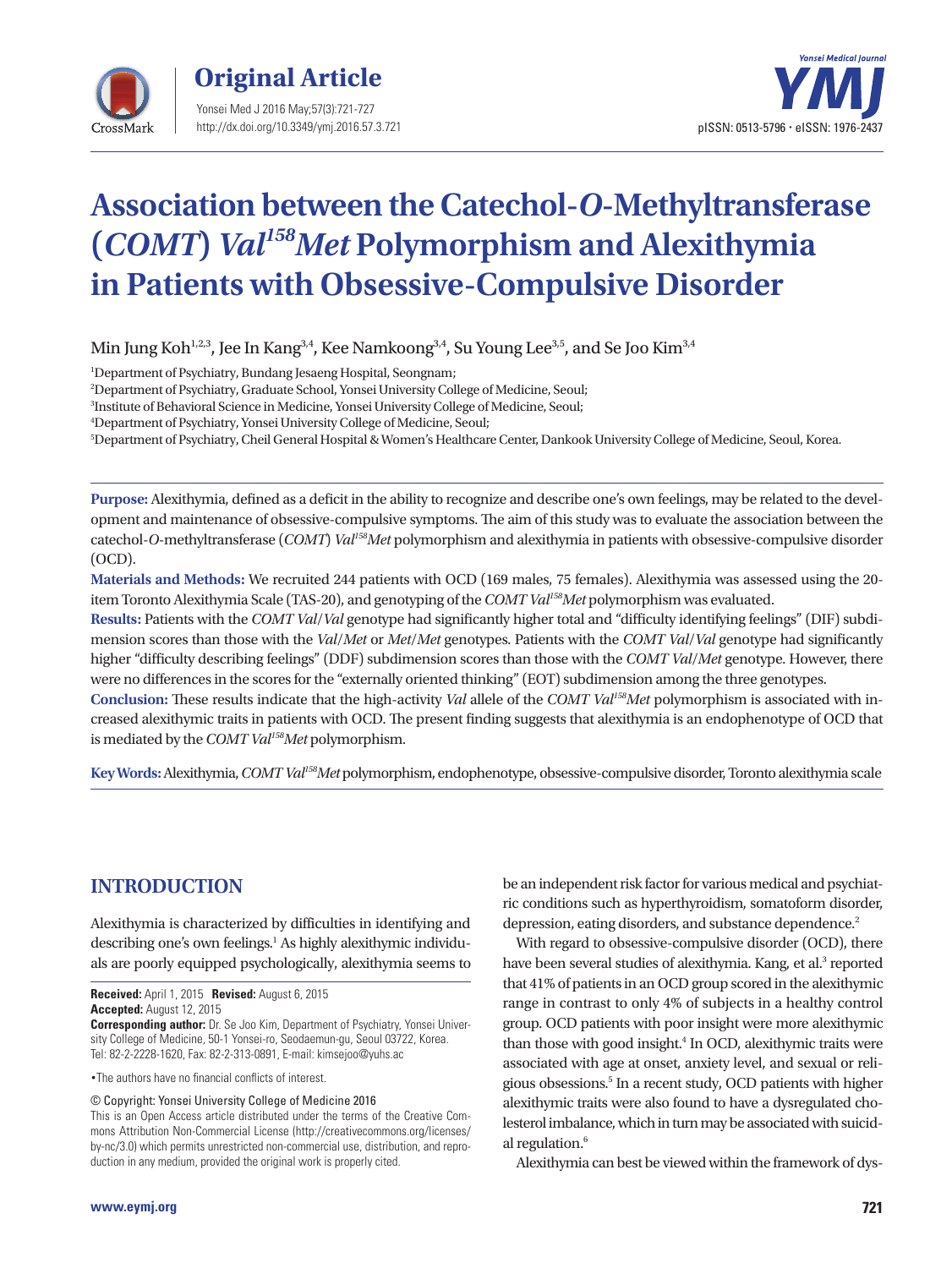# Association between the Catechol-*O*-Methyltransferase (*COMT*) *Val*$^{158}$*Met* Polymorphism and Alexithymia in Patients with Obsessive-Compulsive Disorder

Min Jung Koh[1,2,3], Jee In Kang[3,4], Kee Namkoong[3,4], Su Young Lee[3,5], and Se Joo Kim[3,4]

[1]Department of Psychiatry, Bundang Jesaeng Hospital, Seongnam;
[2]Department of Psychiatry, Graduate School, Yonsei University College of Medicine, Seoul;
[3]Institute of Behavioral Science in Medicine, Yonsei University College of Medicine, Seoul;
[4]Department of Psychiatry, Yonsei University College of Medicine, Seoul;
[5]Department of Psychiatry, Cheil General Hospital & Women's Healthcare Center, Dankook University College of Medicine, Seoul, Korea.

**Purpose:** Alexithymia, defined as a deficit in the ability to recognize and describe one's own feelings, may be related to the development and maintenance of obsessive-compulsive symptoms. The aim of this study was to evaluate the association between the catechol-*O*-methyltransferase (*COMT*) *Val*$^{158}$*Met* polymorphism and alexithymia in patients with obsessive-compulsive disorder (OCD).

**Materials and Methods:** We recruited 244 patients with OCD (169 males, 75 females). Alexithymia was assessed using the 20-item Toronto Alexithymia Scale (TAS-20), and genotyping of the *COMT Val*$^{158}$*Met* polymorphism was evaluated.

**Results:** Patients with the *COMT Val/Val* genotype had significantly higher total and "difficulty identifying feelings" (DIF) subdimension scores than those with the *Val/Met* or *Met/Met* genotypes. Patients with the *COMT Val/Val* genotype had significantly higher "difficulty describing feelings" (DDF) subdimension scores than those with the *COMT Val/Met* genotype. However, there were no differences in the scores for the "externally oriented thinking" (EOT) subdimension among the three genotypes.

**Conclusion:** These results indicate that the high-activity *Val* allele of the *COMT Val*$^{158}$*Met* polymorphism is associated with increased alexithymic traits in patients with OCD. The present finding suggests that alexithymia is an endophenotype of OCD that is mediated by the *COMT Val*$^{158}$*Met* polymorphism.

**Key Words:** Alexithymia, *COMT Val*$^{158}$*Met* polymorphism, endophenotype, obsessive-compulsive disorder, Toronto alexithymia scale

## INTRODUCTION

Alexithymia is characterized by difficulties in identifying and describing one's own feelings.[1] As highly alexithymic individuals are poorly equipped psychologically, alexithymia seems to be an independent risk factor for various medical and psychiatric conditions such as hyperthyroidism, somatoform disorder, depression, eating disorders, and substance dependence.[2]

With regard to obsessive-compulsive disorder (OCD), there have been several studies of alexithymia. Kang, et al.[3] reported that 41% of patients in an OCD group scored in the alexithymic range in contrast to only 4% of subjects in a healthy control group. OCD patients with poor insight were more alexithymic than those with good insight.[4] In OCD, alexithymic traits were associated with age at onset, anxiety level, and sexual or religious obsessions.[5] In a recent study, OCD patients with higher alexithymic traits were also found to have a dysregulated cholesterol imbalance, which in turn may be associated with suicidal regulation.[6]

Alexithymia can best be viewed within the framework of dys-

**Received:** April 1, 2015 **Revised:** August 6, 2015
**Accepted:** August 12, 2015
**Corresponding author:** Dr. Se Joo Kim, Department of Psychiatry, Yonsei University College of Medicine, 50-1 Yonsei-ro, Seodaemun-gu, Seoul 03722, Korea.
Tel: 82-2-2228-1620, Fax: 82-2-313-0891, E-mail: kimsejoo@yuhs.ac

•The authors have no financial conflicts of interest.

© Copyright: Yonsei University College of Medicine 2016
This is an Open Access article distributed under the terms of the Creative Commons Attribution Non-Commercial License (http://creativecommons.org/licenses/by-nc/3.0) which permits unrestricted non-commercial use, distribution, and reproduction in any medium, provided the original work is properly cited.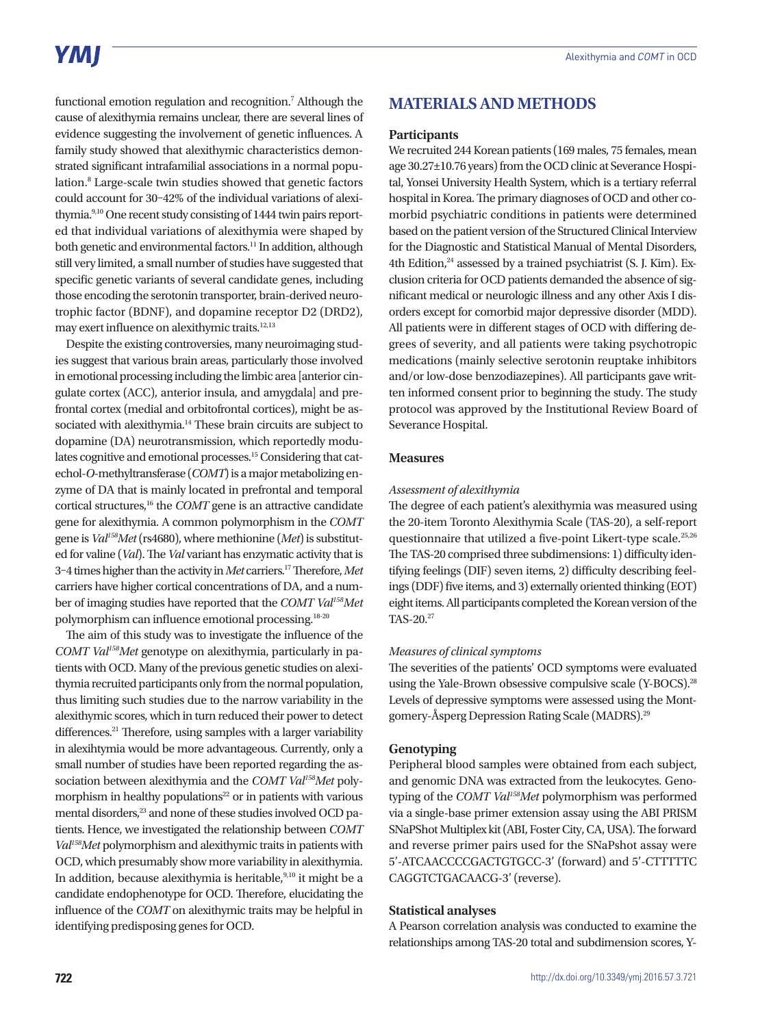functional emotion regulation and recognition.[7] Although the cause of alexithymia remains unclear, there are several lines of evidence suggesting the involvement of genetic influences. A family study showed that alexithymic characteristics demonstrated significant intrafamilial associations in a normal population.[8] Large-scale twin studies showed that genetic factors could account for 30–42% of the individual variations of alexithymia.[9,10] One recent study consisting of 1444 twin pairs reported that individual variations of alexithymia were shaped by both genetic and environmental factors.[11] In addition, although still very limited, a small number of studies have suggested that specific genetic variants of several candidate genes, including those encoding the serotonin transporter, brain-derived neurotrophic factor (BDNF), and dopamine receptor D2 (DRD2), may exert influence on alexithymic traits.[12,13]

Despite the existing controversies, many neuroimaging studies suggest that various brain areas, particularly those involved in emotional processing including the limbic area [anterior cingulate cortex (ACC), anterior insula, and amygdala] and prefrontal cortex (medial and orbitofrontal cortices), might be associated with alexithymia.[14] These brain circuits are subject to dopamine (DA) neurotransmission, which reportedly modulates cognitive and emotional processes.[15] Considering that catechol-*O*-methyltransferase (*COMT*) is a major metabolizing enzyme of DA that is mainly located in prefrontal and temporal cortical structures,[16] the *COMT* gene is an attractive candidate gene for alexithymia. A common polymorphism in the *COMT* gene is *Val[158]Met* (rs4680), where methionine (*Met*) is substituted for valine (*Val*). The *Val* variant has enzymatic activity that is 3–4 times higher than the activity in *Met* carriers.[17] Therefore, *Met* carriers have higher cortical concentrations of DA, and a number of imaging studies have reported that the *COMT Val[158]Met* polymorphism can influence emotional processing.[18-20]

The aim of this study was to investigate the influence of the *COMT Val[158]Met* genotype on alexithymia, particularly in patients with OCD. Many of the previous genetic studies on alexithymia recruited participants only from the normal population, thus limiting such studies due to the narrow variability in the alexithymic scores, which in turn reduced their power to detect differences.[21] Therefore, using samples with a larger variability in alexihtymia would be more advantageous. Currently, only a small number of studies have been reported regarding the association between alexithymia and the *COMT Val[158]Met* polymorphism in healthy populations[22] or in patients with various mental disorders,[23] and none of these studies involved OCD patients. Hence, we investigated the relationship between *COMT Val[158]Met* polymorphism and alexithymic traits in patients with OCD, which presumably show more variability in alexithymia. In addition, because alexithymia is heritable,[9,10] it might be a candidate endophenotype for OCD. Therefore, elucidating the influence of the *COMT* on alexithymic traits may be helpful in identifying predisposing genes for OCD.

## MATERIALS AND METHODS

### Participants

We recruited 244 Korean patients (169 males, 75 females, mean age 30.27±10.76 years) from the OCD clinic at Severance Hospital, Yonsei University Health System, which is a tertiary referral hospital in Korea. The primary diagnoses of OCD and other comorbid psychiatric conditions in patients were determined based on the patient version of the Structured Clinical Interview for the Diagnostic and Statistical Manual of Mental Disorders, 4th Edition,[24] assessed by a trained psychiatrist (S. J. Kim). Exclusion criteria for OCD patients demanded the absence of significant medical or neurologic illness and any other Axis I disorders except for comorbid major depressive disorder (MDD). All patients were in different stages of OCD with differing degrees of severity, and all patients were taking psychotropic medications (mainly selective serotonin reuptake inhibitors and/or low-dose benzodiazepines). All participants gave written informed consent prior to beginning the study. The study protocol was approved by the Institutional Review Board of Severance Hospital.

### Measures

#### *Assessment of alexithymia*

The degree of each patient's alexithymia was measured using the 20-item Toronto Alexithymia Scale (TAS-20), a self-report questionnaire that utilized a five-point Likert-type scale.[25,26] The TAS-20 comprised three subdimensions: 1) difficulty identifying feelings (DIF) seven items, 2) difficulty describing feelings (DDF) five items, and 3) externally oriented thinking (EOT) eight items. All participants completed the Korean version of the TAS-20.[27]

#### *Measures of clinical symptoms*

The severities of the patients' OCD symptoms were evaluated using the Yale-Brown obsessive compulsive scale (Y-BOCS).[28] Levels of depressive symptoms were assessed using the Montgomery-Åsperg Depression Rating Scale (MADRS).[29]

### Genotyping

Peripheral blood samples were obtained from each subject, and genomic DNA was extracted from the leukocytes. Genotyping of the *COMT Val[158]Met* polymorphism was performed via a single-base primer extension assay using the ABI PRISM SNaPShot Multiplex kit (ABI, Foster City, CA, USA). The forward and reverse primer pairs used for the SNaPshot assay were 5'-ATCAACCCCGACTGTGCC-3' (forward) and 5'-CTTTTTC CAGGTCTGACAACG-3' (reverse).

### Statistical analyses

A Pearson correlation analysis was conducted to examine the relationships among TAS-20 total and subdimension scores, Y-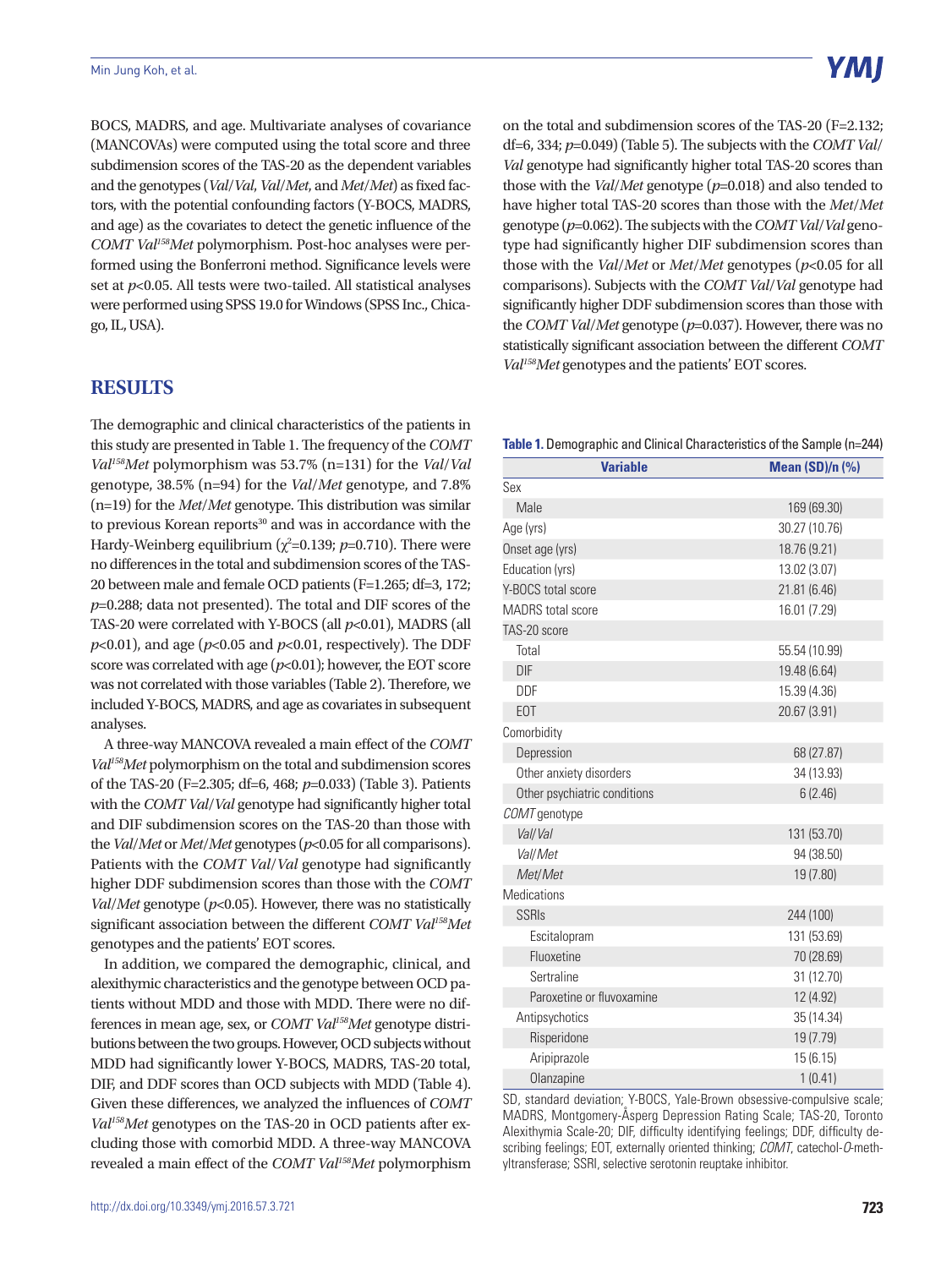BOCS, MADRS, and age. Multivariate analyses of covariance (MANCOVAs) were computed using the total score and three subdimension scores of the TAS-20 as the dependent variables and the genotypes (*Val*/*Val*, *Val*/*Met*, and *Met*/*Met*) as fixed factors, with the potential confounding factors (Y-BOCS, MADRS, and age) as the covariates to detect the genetic influence of the *COMT* $Val^{158}Met$ polymorphism. Post-hoc analyses were performed using the Bonferroni method. Significance levels were set at $p<0.05$. All tests were two-tailed. All statistical analyses were performed using SPSS 19.0 for Windows (SPSS Inc., Chicago, IL, USA).

## RESULTS

The demographic and clinical characteristics of the patients in this study are presented in Table 1. The frequency of the *COMT* $Val^{158}Met$ polymorphism was 53.7% (n=131) for the *Val*/*Val* genotype, 38.5% (n=94) for the *Val*/*Met* genotype, and 7.8% (n=19) for the *Met*/*Met* genotype. This distribution was similar to previous Korean reports[30] and was in accordance with the Hardy-Weinberg equilibrium ($\chi^2$=0.139; $p$=0.710). There were no differences in the total and subdimension scores of the TAS-20 between male and female OCD patients (F=1.265; df=3, 172; $p$=0.288; data not presented). The total and DIF scores of the TAS-20 were correlated with Y-BOCS (all $p<0.01$), MADRS (all $p<0.01$), and age ($p<0.05$ and $p<0.01$, respectively). The DDF score was correlated with age ($p<0.01$); however, the EOT score was not correlated with those variables (Table 2). Therefore, we included Y-BOCS, MADRS, and age as covariates in subsequent analyses.

A three-way MANCOVA revealed a main effect of the *COMT* $Val^{158}Met$ polymorphism on the total and subdimension scores of the TAS-20 (F=2.305; df=6, 468; $p$=0.033) (Table 3). Patients with the *COMT Val*/*Val* genotype had significantly higher total and DIF subdimension scores on the TAS-20 than those with the *Val*/*Met* or *Met*/*Met* genotypes ($p<0.05$ for all comparisons). Patients with the *COMT Val*/*Val* genotype had significantly higher DDF subdimension scores than those with the *COMT Val*/*Met* genotype ($p<0.05$). However, there was no statistically significant association between the different *COMT* $Val^{158}Met$ genotypes and the patients' EOT scores.

In addition, we compared the demographic, clinical, and alexithymic characteristics and the genotype between OCD patients without MDD and those with MDD. There were no differences in mean age, sex, or *COMT* $Val^{158}Met$ genotype distributions between the two groups. However, OCD subjects without MDD had significantly lower Y-BOCS, MADRS, TAS-20 total, DIF, and DDF scores than OCD subjects with MDD (Table 4). Given these differences, we analyzed the influences of *COMT* $Val^{158}Met$ genotypes on the TAS-20 in OCD patients after excluding those with comorbid MDD. A three-way MANCOVA revealed a main effect of the *COMT* $Val^{158}Met$ polymorphism on the total and subdimension scores of the TAS-20 (F=2.132; df=6, 334; $p$=0.049) (Table 5). The subjects with the *COMT Val*/*Val* genotype had significantly higher total TAS-20 scores than those with the *Val*/*Met* genotype ($p$=0.018) and also tended to have higher total TAS-20 scores than those with the *Met*/*Met* genotype ($p$=0.062). The subjects with the *COMT Val*/*Val* genotype had significantly higher DIF subdimension scores than those with the *Val*/*Met* or *Met*/*Met* genotypes ($p<0.05$ for all comparisons). Subjects with the *COMT Val*/*Val* genotype had significantly higher DDF subdimension scores than those with the *COMT Val*/*Met* genotype ($p$=0.037). However, there was no statistically significant association between the different *COMT* $Val^{158}Met$ genotypes and the patients' EOT scores.

**Table 1.** Demographic and Clinical Characteristics of the Sample (n=244)

| Variable | Mean (SD)/n (%) |
|---|---|
| Sex | |
| Male | 169 (69.30) |
| Age (yrs) | 30.27 (10.76) |
| Onset age (yrs) | 18.76 (9.21) |
| Education (yrs) | 13.02 (3.07) |
| Y-BOCS total score | 21.81 (6.46) |
| MADRS total score | 16.01 (7.29) |
| TAS-20 score | |
| Total | 55.54 (10.99) |
| DIF | 19.48 (6.64) |
| DDF | 15.39 (4.36) |
| EOT | 20.67 (3.91) |
| Comorbidity | |
| Depression | 68 (27.87) |
| Other anxiety disorders | 34 (13.93) |
| Other psychiatric conditions | 6 (2.46) |
| *COMT* genotype | |
| *Val*/*Val* | 131 (53.70) |
| *Val*/*Met* | 94 (38.50) |
| *Met*/*Met* | 19 (7.80) |
| Medications | |
| SSRIs | 244 (100) |
| Escitalopram | 131 (53.69) |
| Fluoxetine | 70 (28.69) |
| Sertraline | 31 (12.70) |
| Paroxetine or fluvoxamine | 12 (4.92) |
| Antipsychotics | 35 (14.34) |
| Risperidone | 19 (7.79) |
| Aripiprazole | 15 (6.15) |
| Olanzapine | 1 (0.41) |

SD, standard deviation; Y-BOCS, Yale-Brown obsessive-compulsive scale; MADRS, Montgomery-Åsperg Depression Rating Scale; TAS-20, Toronto Alexithymia Scale-20; DIF, difficulty identifying feelings; DDF, difficulty describing feelings; EOT, externally oriented thinking; *COMT*, catechol-*O*-methyltransferase; SSRI, selective serotonin reuptake inhibitor.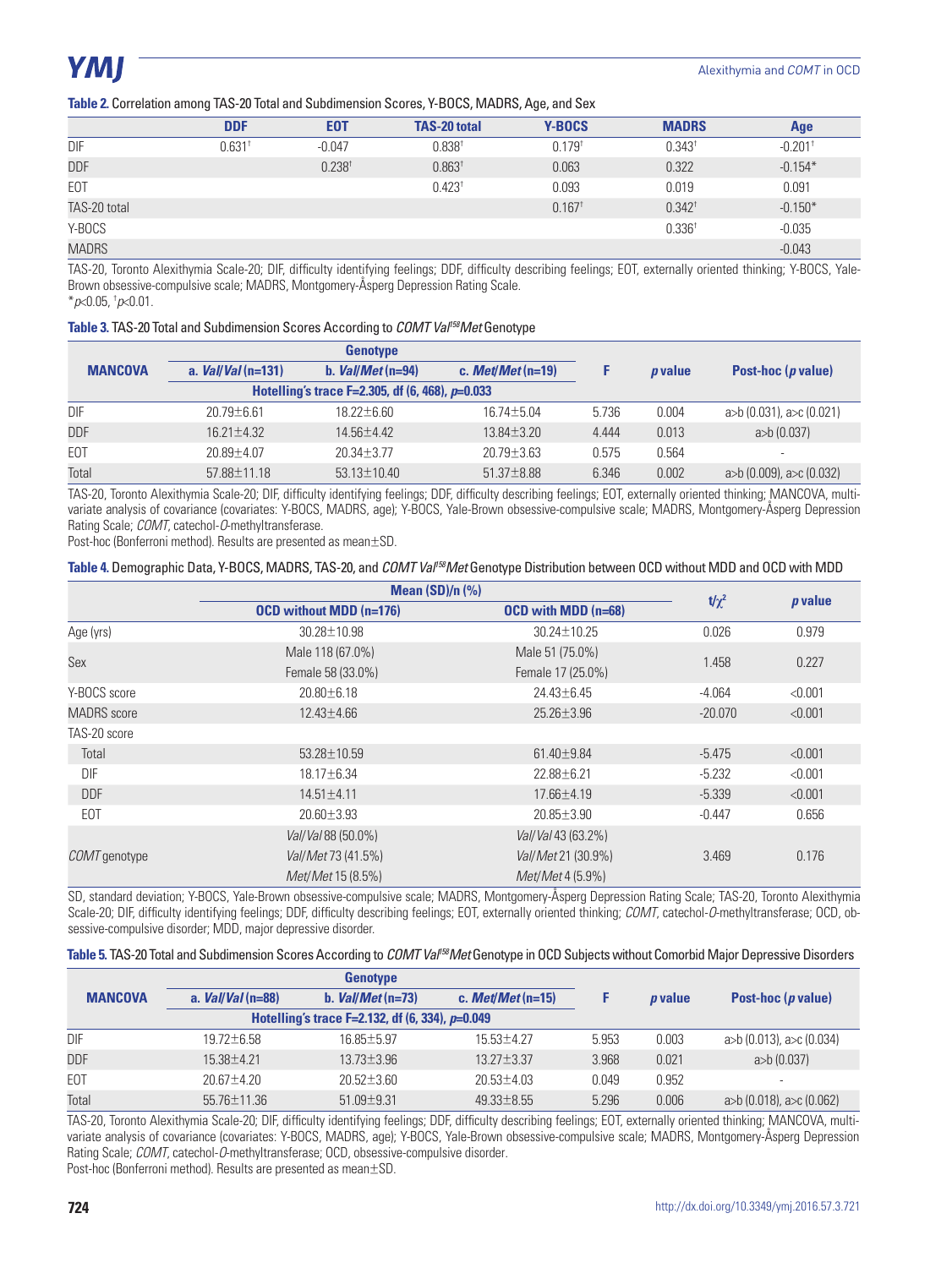**Table 2.** Correlation among TAS-20 Total and Subdimension Scores, Y-BOCS, MADRS, Age, and Sex

| | DDF | EOT | TAS-20 total | Y-BOCS | MADRS | Age |
|---|---|---|---|---|---|---|
| DIF | 0.631† | -0.047 | 0.838† | 0.179† | 0.343† | -0.201† |
| DDF | | 0.238† | 0.863† | 0.063 | 0.322 | -0.154* |
| EOT | | | 0.423† | 0.093 | 0.019 | 0.091 |
| TAS-20 total | | | | 0.167† | 0.342† | -0.150* |
| Y-BOCS | | | | | 0.336† | -0.035 |
| MADRS | | | | | | -0.043 |

TAS-20, Toronto Alexithymia Scale-20; DIF, difficulty identifying feelings; DDF, difficulty describing feelings; EOT, externally oriented thinking; Y-BOCS, Yale-Brown obsessive-compulsive scale; MADRS, Montgomery-Åsperg Depression Rating Scale.
*$p$<0.05, †$p$<0.01.

**Table 3.** TAS-20 Total and Subdimension Scores According to *COMT Val[158]Met* Genotype

| MANCOVA | Genotype | | | F | $p$ value | Post-hoc ($p$ value) |
|---|---|---|---|---|---|---|
| | a. *Val/Val* (n=131) | b. *Val/Met* (n=94) | c. *Met/Met* (n=19) | | | |
| | Hotelling's trace F=2.305, df (6, 468), $p$=0.033 | | | | | |
| DIF | 20.79±6.61 | 18.22±6.60 | 16.74±5.04 | 5.736 | 0.004 | a>b (0.031), a>c (0.021) |
| DDF | 16.21±4.32 | 14.56±4.42 | 13.84±3.20 | 4.444 | 0.013 | a>b (0.037) |
| EOT | 20.89±4.07 | 20.34±3.77 | 20.79±3.63 | 0.575 | 0.564 | - |
| Total | 57.88±11.18 | 53.13±10.40 | 51.37±8.88 | 6.346 | 0.002 | a>b (0.009), a>c (0.032) |

TAS-20, Toronto Alexithymia Scale-20; DIF, difficulty identifying feelings; DDF, difficulty describing feelings; EOT, externally oriented thinking; MANCOVA, multivariate analysis of covariance (covariates: Y-BOCS, MADRS, age); Y-BOCS, Yale-Brown obsessive-compulsive scale; MADRS, Montgomery-Åsperg Depression Rating Scale; *COMT*, catechol-*O*-methyltransferase.
Post-hoc (Bonferroni method). Results are presented as mean±SD.

**Table 4.** Demographic Data, Y-BOCS, MADRS, TAS-20, and *COMT Val[158]Met* Genotype Distribution between OCD without MDD and OCD with MDD

| | Mean (SD)/n (%) | | $t/\chi^2$ | $p$ value |
|---|---|---|---|---|
| | OCD without MDD (n=176) | OCD with MDD (n=68) | | |
| Age (yrs) | 30.28±10.98 | 30.24±10.25 | 0.026 | 0.979 |
| Sex | Male 118 (67.0%)<br>Female 58 (33.0%) | Male 51 (75.0%)<br>Female 17 (25.0%) | 1.458 | 0.227 |
| Y-BOCS score | 20.80±6.18 | 24.43±6.45 | -4.064 | <0.001 |
| MADRS score | 12.43±4.66 | 25.26±3.96 | -20.070 | <0.001 |
| TAS-20 score | | | | |
| Total | 53.28±10.59 | 61.40±9.84 | -5.475 | <0.001 |
| DIF | 18.17±6.34 | 22.88±6.21 | -5.232 | <0.001 |
| DDF | 14.51±4.11 | 17.66±4.19 | -5.339 | <0.001 |
| EOT | 20.60±3.93 | 20.85±3.90 | -0.447 | 0.656 |
| *COMT* genotype | *Val/Val* 88 (50.0%)<br>*Val/Met* 73 (41.5%)<br>*Met/Met* 15 (8.5%) | *Val/Val* 43 (63.2%)<br>*Val/Met* 21 (30.9%)<br>*Met/Met* 4 (5.9%) | 3.469 | 0.176 |

SD, standard deviation; Y-BOCS, Yale-Brown obsessive-compulsive scale; MADRS, Montgomery-Åsperg Depression Rating Scale; TAS-20, Toronto Alexithymia Scale-20; DIF, difficulty identifying feelings; DDF, difficulty describing feelings; EOT, externally oriented thinking; *COMT*, catechol-*O*-methyltransferase; OCD, obsessive-compulsive disorder; MDD, major depressive disorder.

**Table 5.** TAS-20 Total and Subdimension Scores According to *COMT Val[158]Met* Genotype in OCD Subjects without Comorbid Major Depressive Disorders

| MANCOVA | Genotype | | | F | $p$ value | Post-hoc ($p$ value) |
|---|---|---|---|---|---|---|
| | a. *Val/Val* (n=88) | b. *Val/Met* (n=73) | c. *Met/Met* (n=15) | | | |
| | Hotelling's trace F=2.132, df (6, 334), $p$=0.049 | | | | | |
| DIF | 19.72±6.58 | 16.85±5.97 | 15.53±4.27 | 5.953 | 0.003 | a>b (0.013), a>c (0.034) |
| DDF | 15.38±4.21 | 13.73±3.96 | 13.27±3.37 | 3.968 | 0.021 | a>b (0.037) |
| EOT | 20.67±4.20 | 20.52±3.60 | 20.53±4.03 | 0.049 | 0.952 | - |
| Total | 55.76±11.36 | 51.09±9.31 | 49.33±8.55 | 5.296 | 0.006 | a>b (0.018), a>c (0.062) |

TAS-20, Toronto Alexithymia Scale-20; DIF, difficulty identifying feelings; DDF, difficulty describing feelings; EOT, externally oriented thinking; MANCOVA, multivariate analysis of covariance (covariates: Y-BOCS, MADRS, age); Y-BOCS, Yale-Brown obsessive-compulsive scale; MADRS, Montgomery-Åsperg Depression Rating Scale; *COMT*, catechol-*O*-methyltransferase; OCD, obsessive-compulsive disorder.
Post-hoc (Bonferroni method). Results are presented as mean±SD.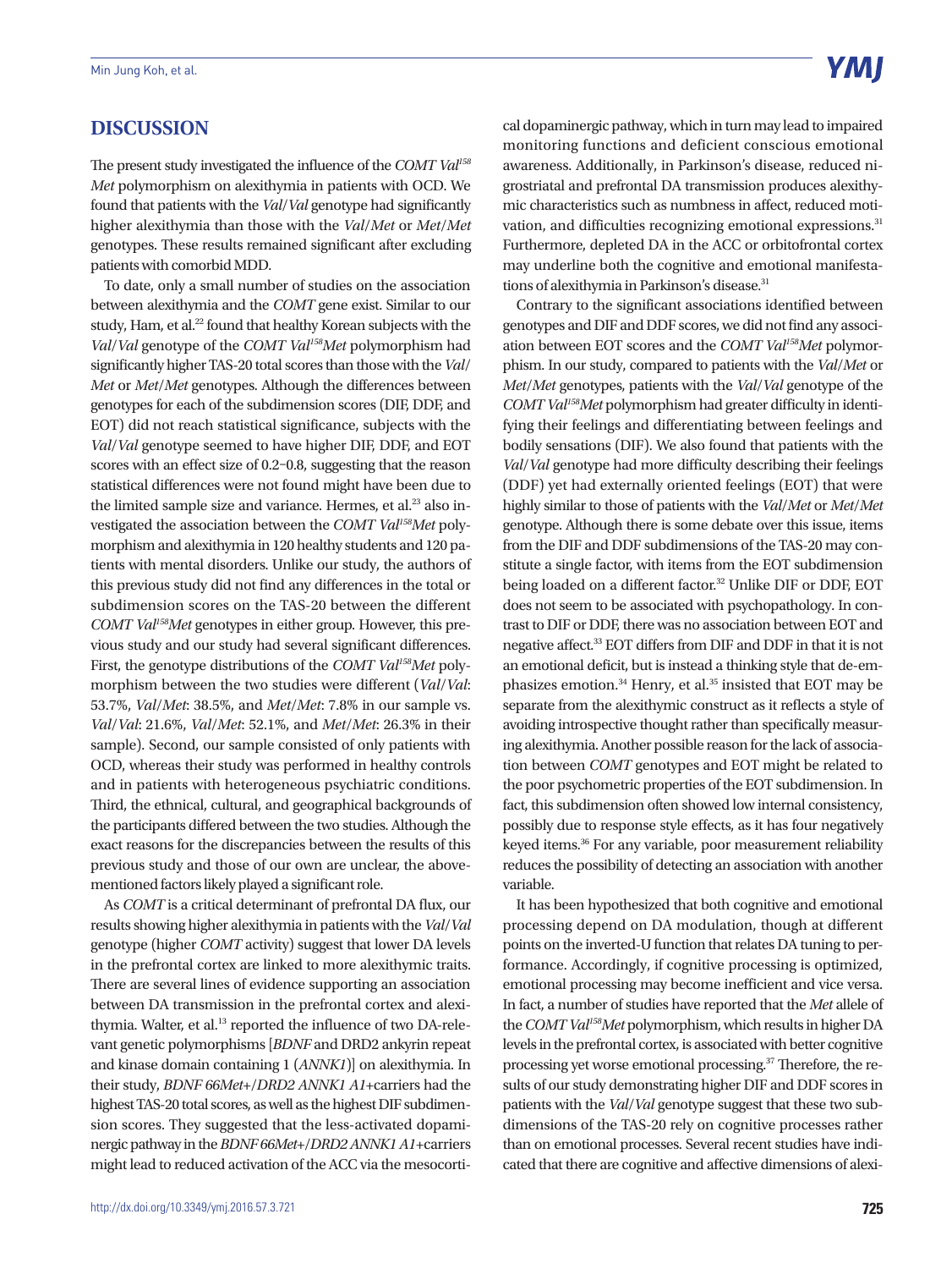## DISCUSSION

The present study investigated the influence of the *COMT Val*$^{158}$ *Met* polymorphism on alexithymia in patients with OCD. We found that patients with the *Val*/*Val* genotype had significantly higher alexithymia than those with the *Val*/*Met* or *Met*/*Met* genotypes. These results remained significant after excluding patients with comorbid MDD.

To date, only a small number of studies on the association between alexithymia and the *COMT* gene exist. Similar to our study, Ham, et al.[22] found that healthy Korean subjects with the *Val*/*Val* genotype of the *COMT Val*$^{158}$*Met* polymorphism had significantly higher TAS-20 total scores than those with the *Val*/*Met* or *Met*/*Met* genotypes. Although the differences between genotypes for each of the subdimension scores (DIF, DDF, and EOT) did not reach statistical significance, subjects with the *Val*/*Val* genotype seemed to have higher DIF, DDF, and EOT scores with an effect size of 0.2–0.8, suggesting that the reason statistical differences were not found might have been due to the limited sample size and variance. Hermes, et al.[23] also investigated the association between the *COMT Val*$^{158}$*Met* polymorphism and alexithymia in 120 healthy students and 120 patients with mental disorders. Unlike our study, the authors of this previous study did not find any differences in the total or subdimension scores on the TAS-20 between the different *COMT Val*$^{158}$*Met* genotypes in either group. However, this previous study and our study had several significant differences. First, the genotype distributions of the *COMT Val*$^{158}$*Met* polymorphism between the two studies were different (*Val*/*Val*: 53.7%, *Val*/*Met*: 38.5%, and *Met*/*Met*: 7.8% in our sample vs. *Val*/*Val*: 21.6%, *Val*/*Met*: 52.1%, and *Met*/*Met*: 26.3% in their sample). Second, our sample consisted of only patients with OCD, whereas their study was performed in healthy controls and in patients with heterogeneous psychiatric conditions. Third, the ethnical, cultural, and geographical backgrounds of the participants differed between the two studies. Although the exact reasons for the discrepancies between the results of this previous study and those of our own are unclear, the above-mentioned factors likely played a significant role.

As *COMT* is a critical determinant of prefrontal DA flux, our results showing higher alexithymia in patients with the *Val*/*Val* genotype (higher *COMT* activity) suggest that lower DA levels in the prefrontal cortex are linked to more alexithymic traits. There are several lines of evidence supporting an association between DA transmission in the prefrontal cortex and alexithymia. Walter, et al.[13] reported the influence of two DA-relevant genetic polymorphisms [*BDNF* and DRD2 ankyrin repeat and kinase domain containing 1 (*ANNK1*)] on alexithymia. In their study, *BDNF 66Met+*/*DRD2 ANNK1 A1+*carriers had the highest TAS-20 total scores, as well as the highest DIF subdimension scores. They suggested that the less-activated dopaminergic pathway in the *BDNF 66Met+*/*DRD2 ANNK1 A1+*carriers might lead to reduced activation of the ACC via the mesocortical dopaminergic pathway, which in turn may lead to impaired monitoring functions and deficient conscious emotional awareness. Additionally, in Parkinson's disease, reduced nigrostriatal and prefrontal DA transmission produces alexithymic characteristics such as numbness in affect, reduced motivation, and difficulties recognizing emotional expressions.[31] Furthermore, depleted DA in the ACC or orbitofrontal cortex may underline both the cognitive and emotional manifestations of alexithymia in Parkinson's disease.[31]

Contrary to the significant associations identified between genotypes and DIF and DDF scores, we did not find any association between EOT scores and the *COMT Val*$^{158}$*Met* polymorphism. In our study, compared to patients with the *Val*/*Met* or *Met*/*Met* genotypes, patients with the *Val*/*Val* genotype of the *COMT Val*$^{158}$*Met* polymorphism had greater difficulty in identifying their feelings and differentiating between feelings and bodily sensations (DIF). We also found that patients with the *Val*/*Val* genotype had more difficulty describing their feelings (DDF) yet had externally oriented feelings (EOT) that were highly similar to those of patients with the *Val*/*Met* or *Met*/*Met* genotypes. Although there is some debate over this issue, items from the DIF and DDF subdimensions of the TAS-20 may constitute a single factor, with items from the EOT subdimension being loaded on a different factor.[32] Unlike DIF or DDF, EOT does not seem to be associated with psychopathology. In contrast to DIF or DDF, there was no association between EOT and negative affect.[33] EOT differs from DIF and DDF in that it is not an emotional deficit, but is instead a thinking style that de-emphasizes emotion.[34] Henry, et al.[35] insisted that EOT may be separate from the alexithymic construct as it reflects a style of avoiding introspective thought rather than specifically measuring alexithymia. Another possible reason for the lack of association between *COMT* genotypes and EOT might be related to the poor psychometric properties of the EOT subdimension. In fact, this subdimension often showed low internal consistency, possibly due to response style effects, as it has four negatively keyed items.[36] For any variable, poor measurement reliability reduces the possibility of detecting an association with another variable.

It has been hypothesized that both cognitive and emotional processing depend on DA modulation, though at different points on the inverted-U function that relates DA tuning to performance. Accordingly, if cognitive processing is optimized, emotional processing may become inefficient and vice versa. In fact, a number of studies have reported that the *Met* allele of the *COMT Val*$^{158}$*Met* polymorphism, which results in higher DA levels in the prefrontal cortex, is associated with better cognitive processing yet worse emotional processing.[37] Therefore, the results of our study demonstrating higher DIF and DDF scores in patients with the *Val*/*Val* genotype suggest that these two subdimensions of the TAS-20 rely on cognitive processes rather than on emotional processes. Several recent studies have indicated that there are cognitive and affective dimensions of alexi-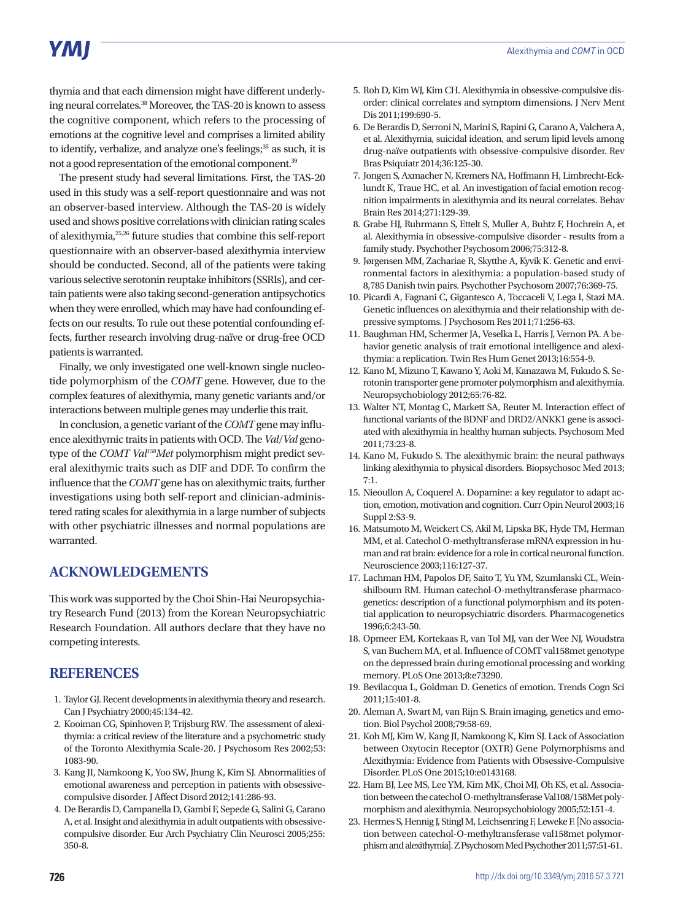thymia and that each dimension might have different underlying neural correlates.[38] Moreover, the TAS-20 is known to assess the cognitive component, which refers to the processing of emotions at the cognitive level and comprises a limited ability to identify, verbalize, and analyze one's feelings;[35] as such, it is not a good representation of the emotional component.[39]

The present study had several limitations. First, the TAS-20 used in this study was a self-report questionnaire and was not an observer-based interview. Although the TAS-20 is widely used and shows positive correlations with clinician rating scales of alexithymia,[25,26] future studies that combine this self-report questionnaire with an observer-based alexithymia interview should be conducted. Second, all of the patients were taking various selective serotonin reuptake inhibitors (SSRIs), and certain patients were also taking second-generation antipsychotics when they were enrolled, which may have had confounding effects on our results. To rule out these potential confounding effects, further research involving drug-naïve or drug-free OCD patients is warranted.

Finally, we only investigated one well-known single nucleotide polymorphism of the *COMT* gene. However, due to the complex features of alexithymia, many genetic variants and/or interactions between multiple genes may underlie this trait.

In conclusion, a genetic variant of the *COMT* gene may influence alexithymic traits in patients with OCD. The *Val/Val* genotype of the *COMT Val$^{158}$Met* polymorphism might predict several alexithymic traits such as DIF and DDF. To confirm the influence that the *COMT* gene has on alexithymic traits, further investigations using both self-report and clinician-administered rating scales for alexithymia in a large number of subjects with other psychiatric illnesses and normal populations are warranted.

## ACKNOWLEDGEMENTS

This work was supported by the Choi Shin-Hai Neuropsychiatry Research Fund (2013) from the Korean Neuropsychiatric Research Foundation. All authors declare that they have no competing interests.

## REFERENCES

1. Taylor GJ. Recent developments in alexithymia theory and research. Can J Psychiatry 2000;45:134-42.
2. Kooiman CG, Spinhoven P, Trijsburg RW. The assessment of alexithymia: a critical review of the literature and a psychometric study of the Toronto Alexithymia Scale-20. J Psychosom Res 2002;53: 1083-90.
3. Kang JI, Namkoong K, Yoo SW, Jhung K, Kim SJ. Abnormalities of emotional awareness and perception in patients with obsessive-compulsive disorder. J Affect Disord 2012;141:286-93.
4. De Berardis D, Campanella D, Gambi F, Sepede G, Salini G, Carano A, et al. Insight and alexithymia in adult outpatients with obsessive-compulsive disorder. Eur Arch Psychiatry Clin Neurosci 2005;255: 350-8.
5. Roh D, Kim WJ, Kim CH. Alexithymia in obsessive-compulsive disorder: clinical correlates and symptom dimensions. J Nerv Ment Dis 2011;199:690-5.
6. De Berardis D, Serroni N, Marini S, Rapini G, Carano A, Valchera A, et al. Alexithymia, suicidal ideation, and serum lipid levels among drug-naïve outpatients with obsessive-compulsive disorder. Rev Bras Psiquiatr 2014;36:125-30.
7. Jongen S, Axmacher N, Kremers NA, Hoffmann H, Limbrecht-Ecklundt K, Traue HC, et al. An investigation of facial emotion recognition impairments in alexithymia and its neural correlates. Behav Brain Res 2014;271:129-39.
8. Grabe HJ, Ruhrmann S, Ettelt S, Muller A, Buhtz F, Hochrein A, et al. Alexithymia in obsessive-compulsive disorder - results from a family study. Psychother Psychosom 2006;75:312-8.
9. Jørgensen MM, Zachariae R, Skytthe A, Kyvik K. Genetic and environmental factors in alexithymia: a population-based study of 8,785 Danish twin pairs. Psychother Psychosom 2007;76:369-75.
10. Picardi A, Fagnani C, Gigantesco A, Toccaceli V, Lega I, Stazi MA. Genetic influences on alexithymia and their relationship with depressive symptoms. J Psychosom Res 2011;71:256-63.
11. Baughman HM, Schermer JA, Veselka L, Harris J, Vernon PA. A behavior genetic analysis of trait emotional intelligence and alexithymia: a replication. Twin Res Hum Genet 2013;16:554-9.
12. Kano M, Mizuno T, Kawano Y, Aoki M, Kanazawa M, Fukudo S. Serotonin transporter gene promoter polymorphism and alexithymia. Neuropsychobiology 2012;65:76-82.
13. Walter NT, Montag C, Markett SA, Reuter M. Interaction effect of functional variants of the BDNF and DRD2/ANKK1 gene is associated with alexithymia in healthy human subjects. Psychosom Med 2011;73:23-8.
14. Kano M, Fukudo S. The alexithymic brain: the neural pathways linking alexithymia to physical disorders. Biopsychosoc Med 2013; 7:1.
15. Nieoullon A, Coquerel A. Dopamine: a key regulator to adapt action, emotion, motivation and cognition. Curr Opin Neurol 2003;16 Suppl 2:S3-9.
16. Matsumoto M, Weickert CS, Akil M, Lipska BK, Hyde TM, Herman MM, et al. Catechol O-methyltransferase mRNA expression in human and rat brain: evidence for a role in cortical neuronal function. Neuroscience 2003;116:127-37.
17. Lachman HM, Papolos DF, Saito T, Yu YM, Szumlanski CL, Weinshilboum RM. Human catechol-O-methyltransferase pharmacogenetics: description of a functional polymorphism and its potential application to neuropsychiatric disorders. Pharmacogenetics 1996;6:243-50.
18. Opmeer EM, Kortekaas R, van Tol MJ, van der Wee NJ, Woudstra S, van Buchem MA, et al. Influence of COMT val158met genotype on the depressed brain during emotional processing and working memory. PLoS One 2013;8:e73290.
19. Bevilacqua L, Goldman D. Genetics of emotion. Trends Cogn Sci 2011;15:401-8.
20. Aleman A, Swart M, van Rijn S. Brain imaging, genetics and emotion. Biol Psychol 2008;79:58-69.
21. Koh MJ, Kim W, Kang JI, Namkoong K, Kim SJ. Lack of Association between Oxytocin Receptor (OXTR) Gene Polymorphisms and Alexithymia: Evidence from Patients with Obsessive-Compulsive Disorder. PLoS One 2015;10:e0143168.
22. Ham BJ, Lee MS, Lee YM, Kim MK, Choi MJ, Oh KS, et al. Association between the catechol O-methyltransferase Val108/158Met polymorphism and alexithymia. Neuropsychobiology 2005;52:151-4.
23. Hermes S, Hennig J, Stingl M, Leichsenring F, Leweke F. [No association between catechol-O-methyltransferase val158met polymorphism and alexithymia]. Z Psychosom Med Psychother 2011;57:51-61.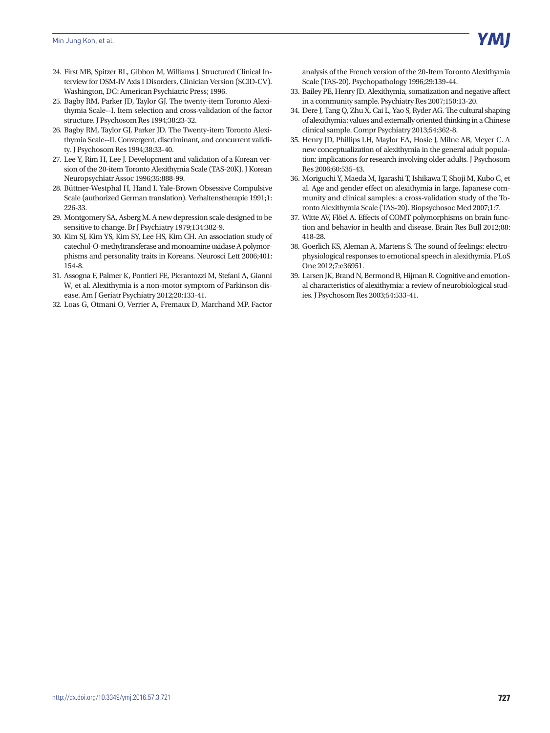24. First MB, Spitzer RL, Gibbon M, Williams J. Structured Clinical Interview for DSM-IV Axis I Disorders, Clinician Version (SCID-CV). Washington, DC: American Psychiatric Press; 1996.
25. Bagby RM, Parker JD, Taylor GJ. The twenty-item Toronto Alexithymia Scale--I. Item selection and cross-validation of the factor structure. J Psychosom Res 1994;38:23-32.
26. Bagby RM, Taylor GJ, Parker JD. The Twenty-item Toronto Alexithymia Scale--II. Convergent, discriminant, and concurrent validity. J Psychosom Res 1994;38:33-40.
27. Lee Y, Rim H, Lee J. Development and validation of a Korean version of the 20-item Toronto Alexithymia Scale (TAS-20K). J Korean Neuropsychiatr Assoc 1996;35:888-99.
28. Büttner-Westphal H, Hand I. Yale-Brown Obsessive Compulsive Scale (authorized German translation). Verhaltenstherapie 1991;1: 226-33.
29. Montgomery SA, Asberg M. A new depression scale designed to be sensitive to change. Br J Psychiatry 1979;134:382-9.
30. Kim SJ, Kim YS, Kim SY, Lee HS, Kim CH. An association study of catechol-O-methyltransferase and monoamine oxidase A polymorphisms and personality traits in Koreans. Neurosci Lett 2006;401: 154-8.
31. Assogna F, Palmer K, Pontieri FE, Pierantozzi M, Stefani A, Gianni W, et al. Alexithymia is a non-motor symptom of Parkinson disease. Am J Geriatr Psychiatry 2012;20:133-41.
32. Loas G, Otmani O, Verrier A, Fremaux D, Marchand MP. Factor analysis of the French version of the 20-Item Toronto Alexithymia Scale (TAS-20). Psychopathology 1996;29:139-44.
33. Bailey PE, Henry JD. Alexithymia, somatization and negative affect in a community sample. Psychiatry Res 2007;150:13-20.
34. Dere J, Tang Q, Zhu X, Cai L, Yao S, Ryder AG. The cultural shaping of alexithymia: values and externally oriented thinking in a Chinese clinical sample. Compr Psychiatry 2013;54:362-8.
35. Henry JD, Phillips LH, Maylor EA, Hosie J, Milne AB, Meyer C. A new conceptualization of alexithymia in the general adult population: implications for research involving older adults. J Psychosom Res 2006;60:535-43.
36. Moriguchi Y, Maeda M, Igarashi T, Ishikawa T, Shoji M, Kubo C, et al. Age and gender effect on alexithymia in large, Japanese community and clinical samples: a cross-validation study of the Toronto Alexithymia Scale (TAS-20). Biopsychosoc Med 2007;1:7.
37. Witte AV, Flöel A. Effects of COMT polymorphisms on brain function and behavior in health and disease. Brain Res Bull 2012;88: 418-28.
38. Goerlich KS, Aleman A, Martens S. The sound of feelings: electrophysiological responses to emotional speech in alexithymia. PLoS One 2012;7:e36951.
39. Larsen JK, Brand N, Bermond B, Hijman R. Cognitive and emotional characteristics of alexithymia: a review of neurobiological studies. J Psychosom Res 2003;54:533-41.